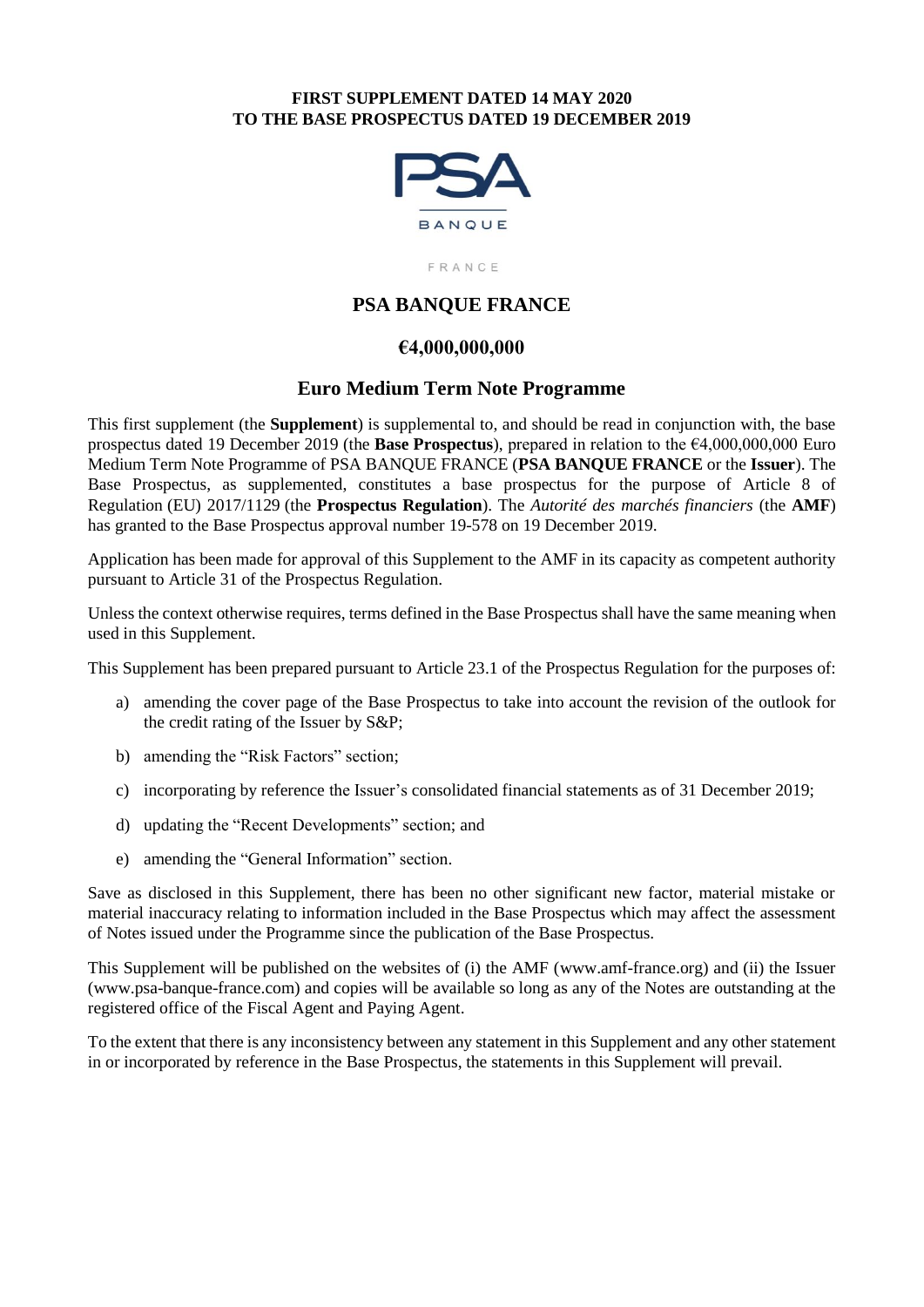**FIRST SUPPLEMENT DATED 14 MAY 2020**
**TO THE BASE PROSPECTUS DATED 19 DECEMBER 2019**

PSA

BANQUE

FRANCE

## PSA BANQUE FRANCE

## €4,000,000,000

## Euro Medium Term Note Programme

This first supplement (the **Supplement**) is supplemental to, and should be read in conjunction with, the base prospectus dated 19 December 2019 (the **Base Prospectus**), prepared in relation to the €4,000,000,000 Euro Medium Term Note Programme of PSA BANQUE FRANCE (**PSA BANQUE FRANCE** or the **Issuer**). The Base Prospectus, as supplemented, constitutes a base prospectus for the purpose of Article 8 of Regulation (EU) 2017/1129 (the **Prospectus Regulation**). The *Autorité des marchés financiers* (the **AMF**) has granted to the Base Prospectus approval number 19-578 on 19 December 2019.

Application has been made for approval of this Supplement to the AMF in its capacity as competent authority pursuant to Article 31 of the Prospectus Regulation.

Unless the context otherwise requires, terms defined in the Base Prospectus shall have the same meaning when used in this Supplement.

This Supplement has been prepared pursuant to Article 23.1 of the Prospectus Regulation for the purposes of:

a) amending the cover page of the Base Prospectus to take into account the revision of the outlook for the credit rating of the Issuer by S&P;
b) amending the "Risk Factors" section;
c) incorporating by reference the Issuer's consolidated financial statements as of 31 December 2019;
d) updating the "Recent Developments" section; and
e) amending the "General Information" section.

Save as disclosed in this Supplement, there has been no other significant new factor, material mistake or material inaccuracy relating to information included in the Base Prospectus which may affect the assessment of Notes issued under the Programme since the publication of the Base Prospectus.

This Supplement will be published on the websites of (i) the AMF (www.amf-france.org) and (ii) the Issuer (www.psa-banque-france.com) and copies will be available so long as any of the Notes are outstanding at the registered office of the Fiscal Agent and Paying Agent.

To the extent that there is any inconsistency between any statement in this Supplement and any other statement in or incorporated by reference in the Base Prospectus, the statements in this Supplement will prevail.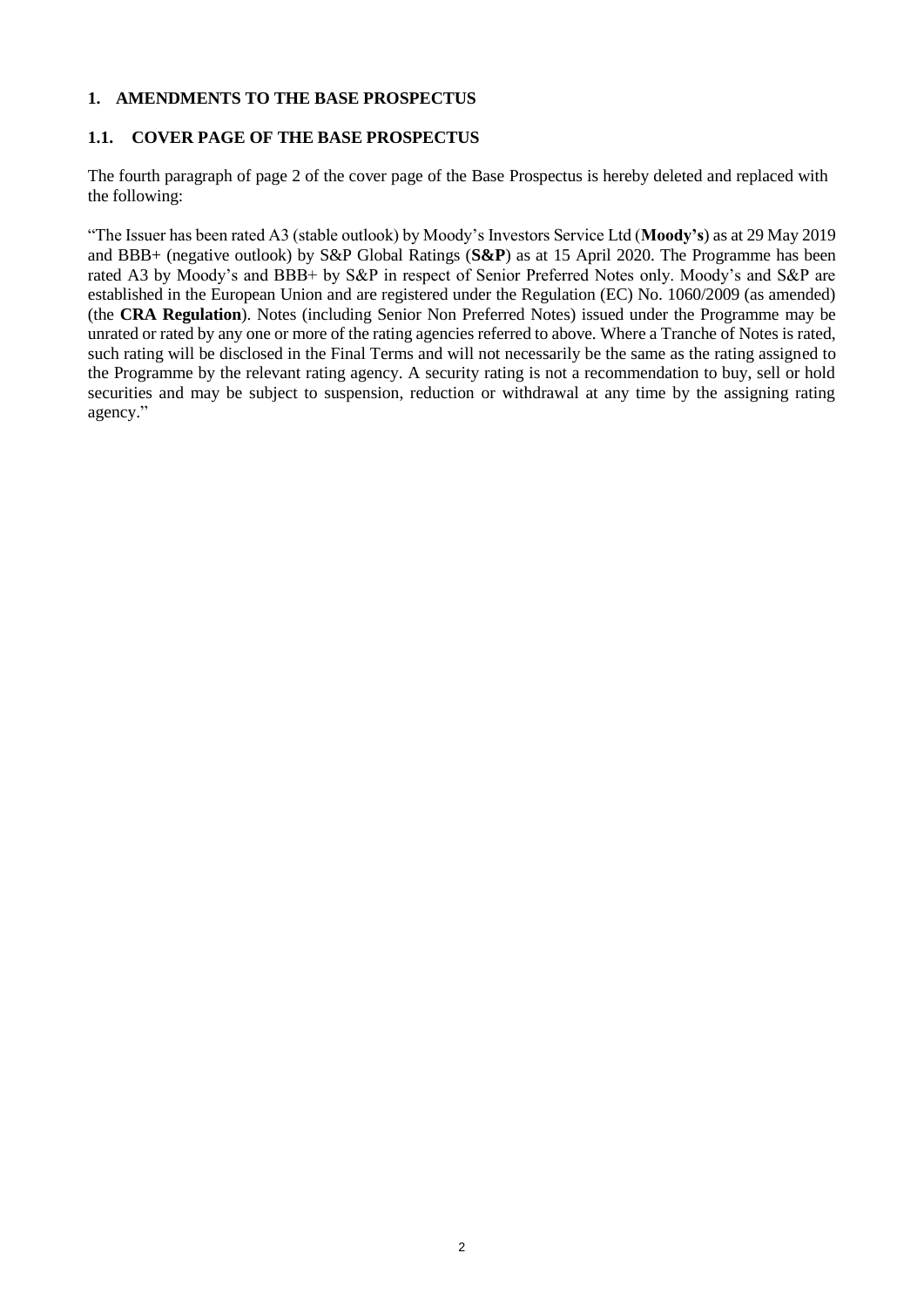## 1. AMENDMENTS TO THE BASE PROSPECTUS

### 1.1. COVER PAGE OF THE BASE PROSPECTUS

The fourth paragraph of page 2 of the cover page of the Base Prospectus is hereby deleted and replaced with the following:

"The Issuer has been rated A3 (stable outlook) by Moody's Investors Service Ltd (**Moody's**) as at 29 May 2019 and BBB+ (negative outlook) by S&P Global Ratings (**S&P**) as at 15 April 2020. The Programme has been rated A3 by Moody's and BBB+ by S&P in respect of Senior Preferred Notes only. Moody's and S&P are established in the European Union and are registered under the Regulation (EC) No. 1060/2009 (as amended) (the **CRA Regulation**). Notes (including Senior Non Preferred Notes) issued under the Programme may be unrated or rated by any one or more of the rating agencies referred to above. Where a Tranche of Notes is rated, such rating will be disclosed in the Final Terms and will not necessarily be the same as the rating assigned to the Programme by the relevant rating agency. A security rating is not a recommendation to buy, sell or hold securities and may be subject to suspension, reduction or withdrawal at any time by the assigning rating agency."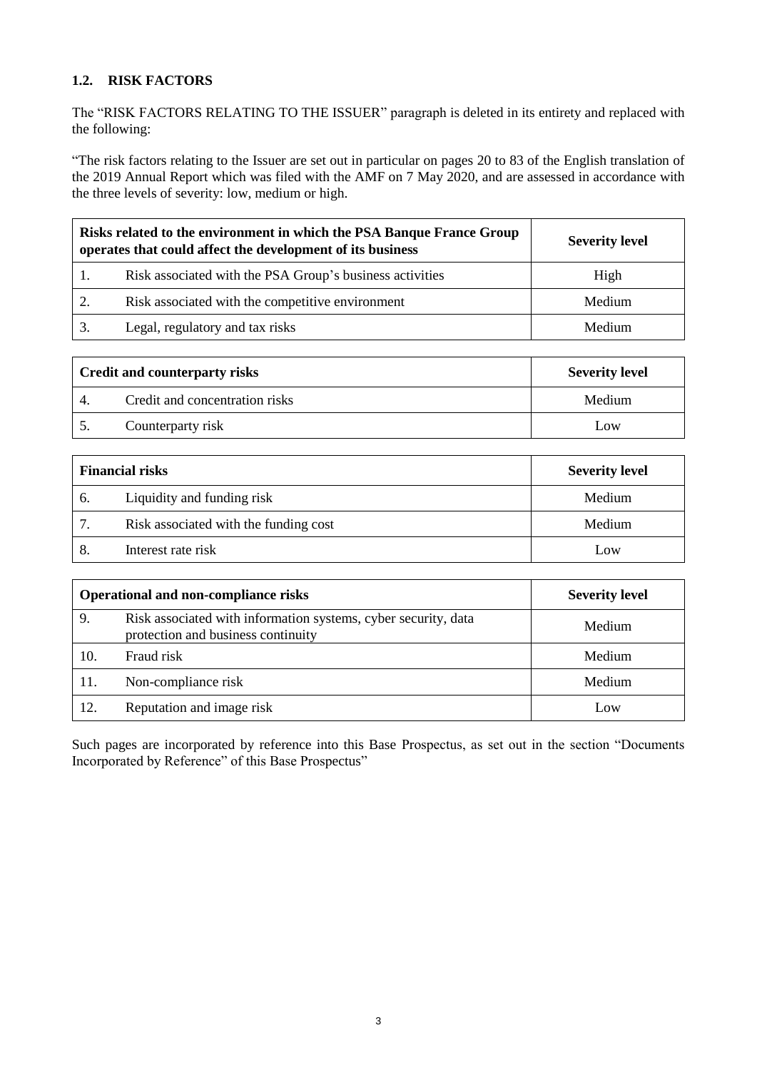### 1.2. RISK FACTORS

The "RISK FACTORS RELATING TO THE ISSUER" paragraph is deleted in its entirety and replaced with the following:

"The risk factors relating to the Issuer are set out in particular on pages 20 to 83 of the English translation of the 2019 Annual Report which was filed with the AMF on 7 May 2020, and are assessed in accordance with the three levels of severity: low, medium or high.

| Risks related to the environment in which the PSA Banque France Group operates that could affect the development of its business | | Severity level |
|---|---|---|
| 1. | Risk associated with the PSA Group's business activities | High |
| 2. | Risk associated with the competitive environment | Medium |
| 3. | Legal, regulatory and tax risks | Medium |

| Credit and counterparty risks | | Severity level |
|---|---|---|
| 4. | Credit and concentration risks | Medium |
| 5. | Counterparty risk | Low |

| Financial risks | | Severity level |
|---|---|---|
| 6. | Liquidity and funding risk | Medium |
| 7. | Risk associated with the funding cost | Medium |
| 8. | Interest rate risk | Low |

| Operational and non-compliance risks | | Severity level |
|---|---|---|
| 9. | Risk associated with information systems, cyber security, data protection and business continuity | Medium |
| 10. | Fraud risk | Medium |
| 11. | Non-compliance risk | Medium |
| 12. | Reputation and image risk | Low |

Such pages are incorporated by reference into this Base Prospectus, as set out in the section "Documents Incorporated by Reference" of this Base Prospectus"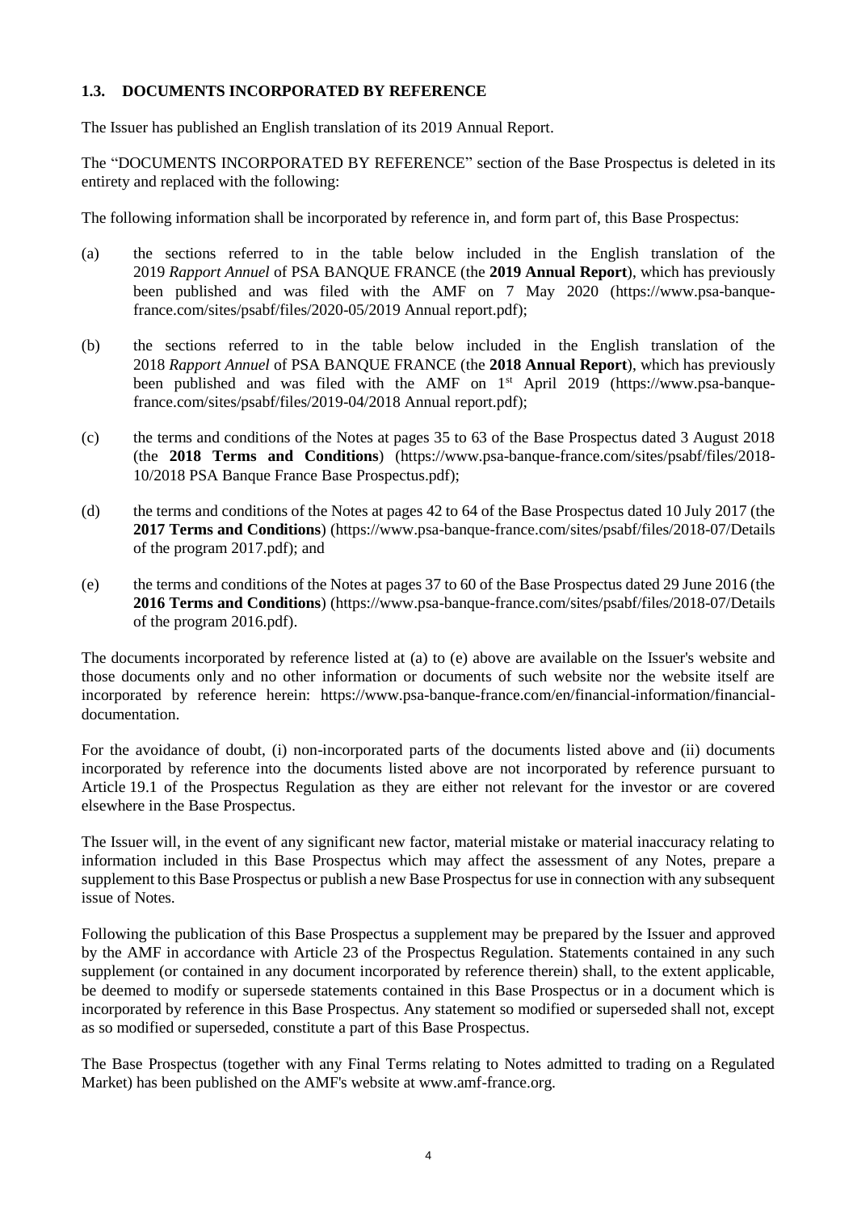## 1.3. DOCUMENTS INCORPORATED BY REFERENCE

The Issuer has published an English translation of its 2019 Annual Report.

The "DOCUMENTS INCORPORATED BY REFERENCE" section of the Base Prospectus is deleted in its entirety and replaced with the following:

The following information shall be incorporated by reference in, and form part of, this Base Prospectus:

(a) the sections referred to in the table below included in the English translation of the 2019 *Rapport Annuel* of PSA BANQUE FRANCE (the **2019 Annual Report**), which has previously been published and was filed with the AMF on 7 May 2020 (https://www.psa-banque-france.com/sites/psabf/files/2020-05/2019 Annual report.pdf);

(b) the sections referred to in the table below included in the English translation of the 2018 *Rapport Annuel* of PSA BANQUE FRANCE (the **2018 Annual Report**), which has previously been published and was filed with the AMF on 1st April 2019 (https://www.psa-banque-france.com/sites/psabf/files/2019-04/2018 Annual report.pdf);

(c) the terms and conditions of the Notes at pages 35 to 63 of the Base Prospectus dated 3 August 2018 (the **2018 Terms and Conditions**) (https://www.psa-banque-france.com/sites/psabf/files/2018-10/2018 PSA Banque France Base Prospectus.pdf);

(d) the terms and conditions of the Notes at pages 42 to 64 of the Base Prospectus dated 10 July 2017 (the **2017 Terms and Conditions**) (https://www.psa-banque-france.com/sites/psabf/files/2018-07/Details of the program 2017.pdf); and

(e) the terms and conditions of the Notes at pages 37 to 60 of the Base Prospectus dated 29 June 2016 (the **2016 Terms and Conditions**) (https://www.psa-banque-france.com/sites/psabf/files/2018-07/Details of the program 2016.pdf).

The documents incorporated by reference listed at (a) to (e) above are available on the Issuer's website and those documents only and no other information or documents of such website nor the website itself are incorporated by reference herein: https://www.psa-banque-france.com/en/financial-information/financial-documentation.

For the avoidance of doubt, (i) non-incorporated parts of the documents listed above and (ii) documents incorporated by reference into the documents listed above are not incorporated by reference pursuant to Article 19.1 of the Prospectus Regulation as they are either not relevant for the investor or are covered elsewhere in the Base Prospectus.

The Issuer will, in the event of any significant new factor, material mistake or material inaccuracy relating to information included in this Base Prospectus which may affect the assessment of any Notes, prepare a supplement to this Base Prospectus or publish a new Base Prospectus for use in connection with any subsequent issue of Notes.

Following the publication of this Base Prospectus a supplement may be prepared by the Issuer and approved by the AMF in accordance with Article 23 of the Prospectus Regulation. Statements contained in any such supplement (or contained in any document incorporated by reference therein) shall, to the extent applicable, be deemed to modify or supersede statements contained in this Base Prospectus or in a document which is incorporated by reference in this Base Prospectus. Any statement so modified or superseded shall not, except as so modified or superseded, constitute a part of this Base Prospectus.

The Base Prospectus (together with any Final Terms relating to Notes admitted to trading on a Regulated Market) has been published on the AMF's website at www.amf-france.org.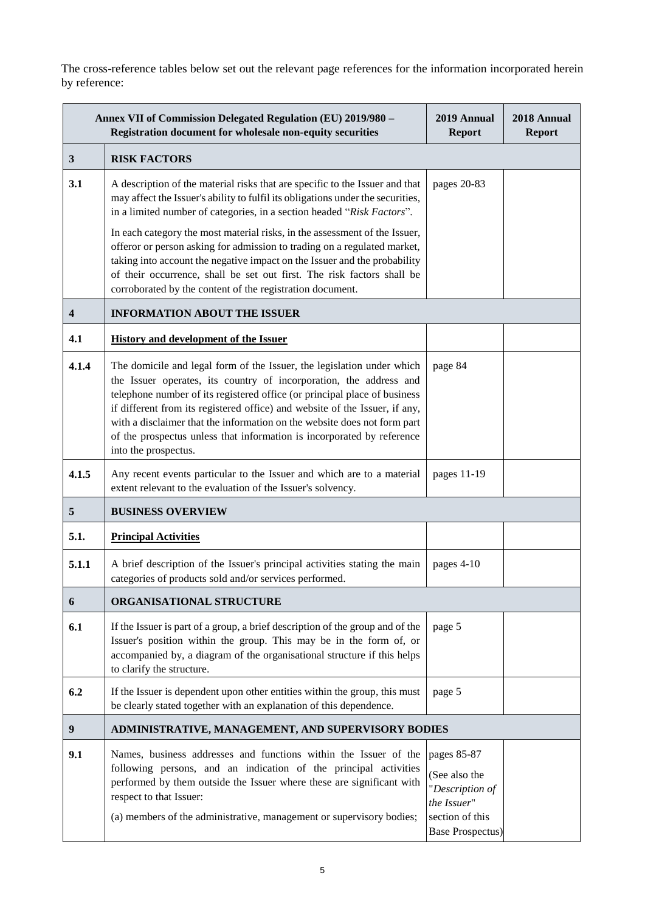The cross-reference tables below set out the relevant page references for the information incorporated herein by reference:

| Annex VII of Commission Delegated Regulation (EU) 2019/980 – Registration document for wholesale non-equity securities | | 2019 Annual Report | 2018 Annual Report |
|---|---|---|---|
| **3** | **RISK FACTORS** | | |
| **3.1** | A description of the material risks that are specific to the Issuer and that may affect the Issuer's ability to fulfil its obligations under the securities, in a limited number of categories, in a section headed "*Risk Factors*".<br><br>In each category the most material risks, in the assessment of the Issuer, offeror or person asking for admission to trading on a regulated market, taking into account the negative impact on the Issuer and the probability of their occurrence, shall be set out first. The risk factors shall be corroborated by the content of the registration document. | pages 20-83 | |
| **4** | **INFORMATION ABOUT THE ISSUER** | | |
| **4.1** | **History and development of the Issuer** | | |
| **4.1.4** | The domicile and legal form of the Issuer, the legislation under which the Issuer operates, its country of incorporation, the address and telephone number of its registered office (or principal place of business if different from its registered office) and website of the Issuer, if any, with a disclaimer that the information on the website does not form part of the prospectus unless that information is incorporated by reference into the prospectus. | page 84 | |
| **4.1.5** | Any recent events particular to the Issuer and which are to a material extent relevant to the evaluation of the Issuer's solvency. | pages 11-19 | |
| **5** | **BUSINESS OVERVIEW** | | |
| **5.1.** | **Principal Activities** | | |
| **5.1.1** | A brief description of the Issuer's principal activities stating the main categories of products sold and/or services performed. | pages 4-10 | |
| **6** | **ORGANISATIONAL STRUCTURE** | | |
| **6.1** | If the Issuer is part of a group, a brief description of the group and of the Issuer's position within the group. This may be in the form of, or accompanied by, a diagram of the organisational structure if this helps to clarify the structure. | page 5 | |
| **6.2** | If the Issuer is dependent upon other entities within the group, this must be clearly stated together with an explanation of this dependence. | page 5 | |
| **9** | **ADMINISTRATIVE, MANAGEMENT, AND SUPERVISORY BODIES** | | |
| **9.1** | Names, business addresses and functions within the Issuer of the following persons, and an indication of the principal activities performed by them outside the Issuer where these are significant with respect to that Issuer:<br><br>(a) members of the administrative, management or supervisory bodies; | pages 85-87<br><br>(See also the "*Description of the Issuer*" section of this Base Prospectus) | |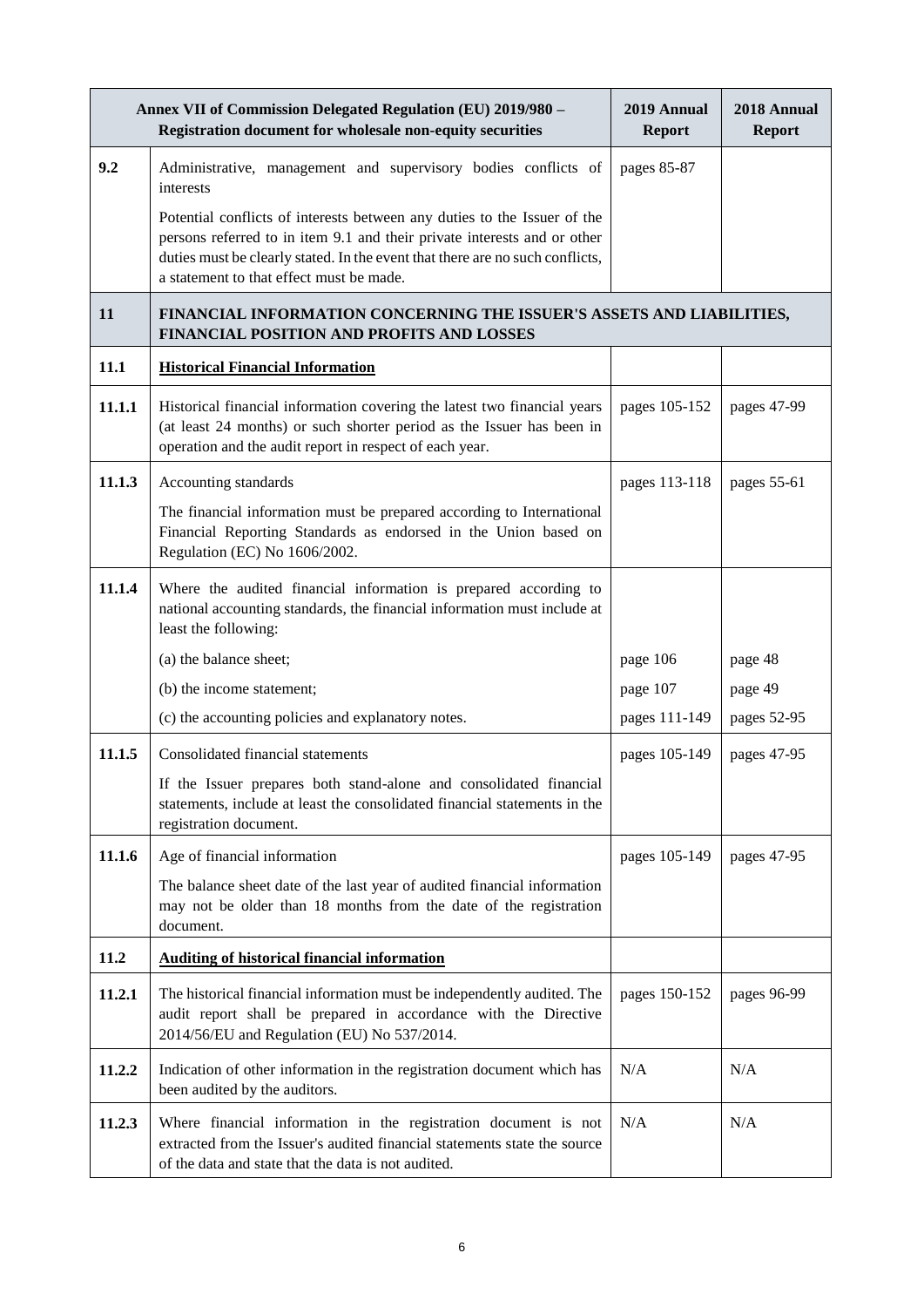| | Annex VII of Commission Delegated Regulation (EU) 2019/980 – Registration document for wholesale non-equity securities | 2019 Annual Report | 2018 Annual Report |
|---|---|---|---|
| **9.2** | Administrative, management and supervisory bodies conflicts of interests<br><br>Potential conflicts of interests between any duties to the Issuer of the persons referred to in item 9.1 and their private interests and or other duties must be clearly stated. In the event that there are no such conflicts, a statement to that effect must be made. | pages 85-87 | |
| **11** | **FINANCIAL INFORMATION CONCERNING THE ISSUER'S ASSETS AND LIABILITIES, FINANCIAL POSITION AND PROFITS AND LOSSES** | | |
| **11.1** | **Historical Financial Information** | | |
| **11.1.1** | Historical financial information covering the latest two financial years (at least 24 months) or such shorter period as the Issuer has been in operation and the audit report in respect of each year. | pages 105-152 | pages 47-99 |
| **11.1.3** | Accounting standards<br><br>The financial information must be prepared according to International Financial Reporting Standards as endorsed in the Union based on Regulation (EC) No 1606/2002. | pages 113-118 | pages 55-61 |
| **11.1.4** | Where the audited financial information is prepared according to national accounting standards, the financial information must include at least the following: | | |
| | (a) the balance sheet; | page 106 | page 48 |
| | (b) the income statement; | page 107 | page 49 |
| | (c) the accounting policies and explanatory notes. | pages 111-149 | pages 52-95 |
| **11.1.5** | Consolidated financial statements<br><br>If the Issuer prepares both stand-alone and consolidated financial statements, include at least the consolidated financial statements in the registration document. | pages 105-149 | pages 47-95 |
| **11.1.6** | Age of financial information<br><br>The balance sheet date of the last year of audited financial information may not be older than 18 months from the date of the registration document. | pages 105-149 | pages 47-95 |
| **11.2** | **Auditing of historical financial information** | | |
| **11.2.1** | The historical financial information must be independently audited. The audit report shall be prepared in accordance with the Directive 2014/56/EU and Regulation (EU) No 537/2014. | pages 150-152 | pages 96-99 |
| **11.2.2** | Indication of other information in the registration document which has been audited by the auditors. | N/A | N/A |
| **11.2.3** | Where financial information in the registration document is not extracted from the Issuer's audited financial statements state the source of the data and state that the data is not audited. | N/A | N/A |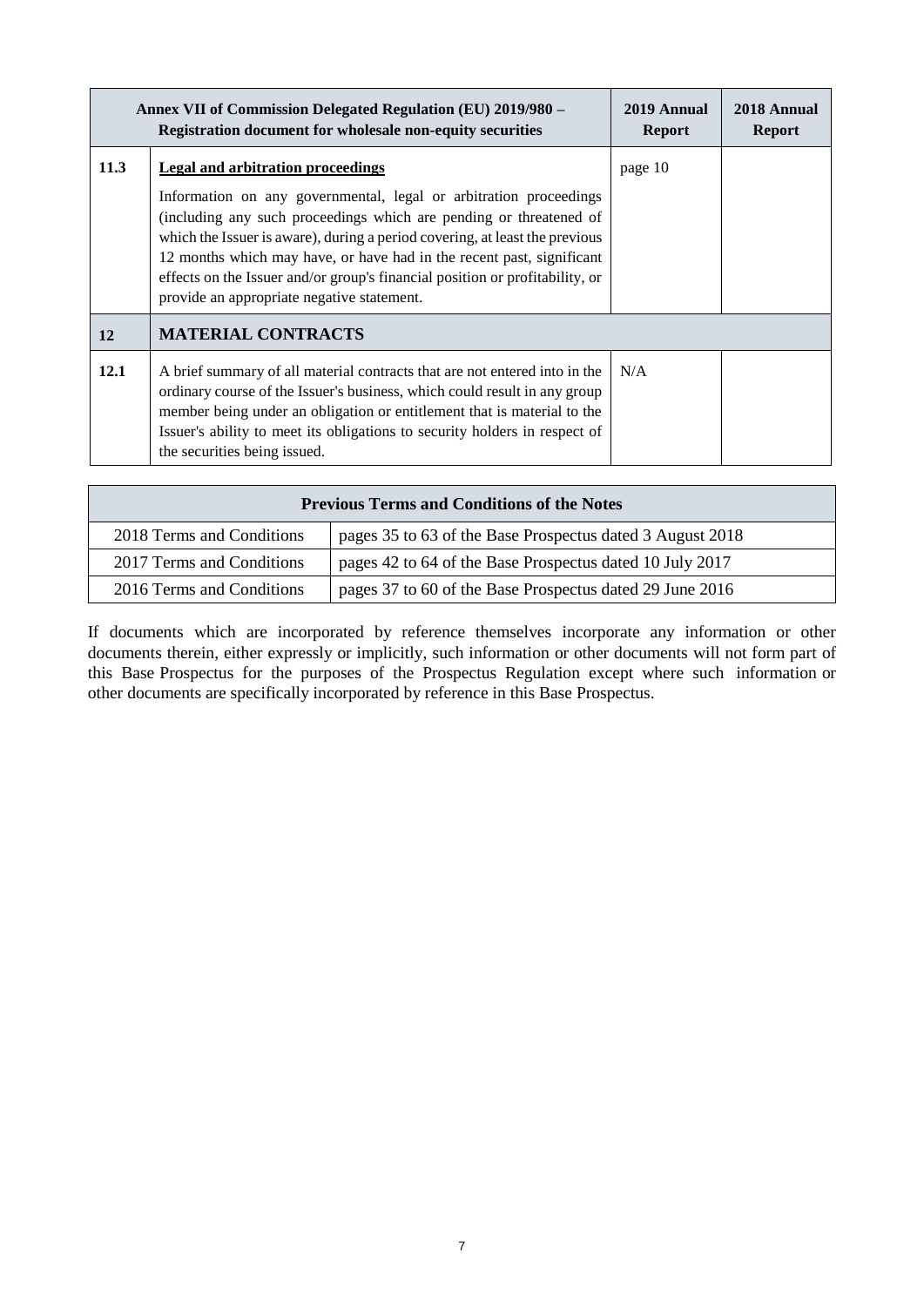| Annex VII of Commission Delegated Regulation (EU) 2019/980 – Registration document for wholesale non-equity securities | | 2019 Annual Report | 2018 Annual Report |
|---|---|---|---|
| **11.3** | **Legal and arbitration proceedings**<br><br>Information on any governmental, legal or arbitration proceedings (including any such proceedings which are pending or threatened of which the Issuer is aware), during a period covering, at least the previous 12 months which may have, or have had in the recent past, significant effects on the Issuer and/or group's financial position or profitability, or provide an appropriate negative statement. | page 10 | |
| **12** | **MATERIAL CONTRACTS** | | |
| **12.1** | A brief summary of all material contracts that are not entered into in the ordinary course of the Issuer's business, which could result in any group member being under an obligation or entitlement that is material to the Issuer's ability to meet its obligations to security holders in respect of the securities being issued. | N/A | |

| Previous Terms and Conditions of the Notes | |
|---|---|
| 2018 Terms and Conditions | pages 35 to 63 of the Base Prospectus dated 3 August 2018 |
| 2017 Terms and Conditions | pages 42 to 64 of the Base Prospectus dated 10 July 2017 |
| 2016 Terms and Conditions | pages 37 to 60 of the Base Prospectus dated 29 June 2016 |

If documents which are incorporated by reference themselves incorporate any information or other documents therein, either expressly or implicitly, such information or other documents will not form part of this Base Prospectus for the purposes of the Prospectus Regulation except where such information or other documents are specifically incorporated by reference in this Base Prospectus.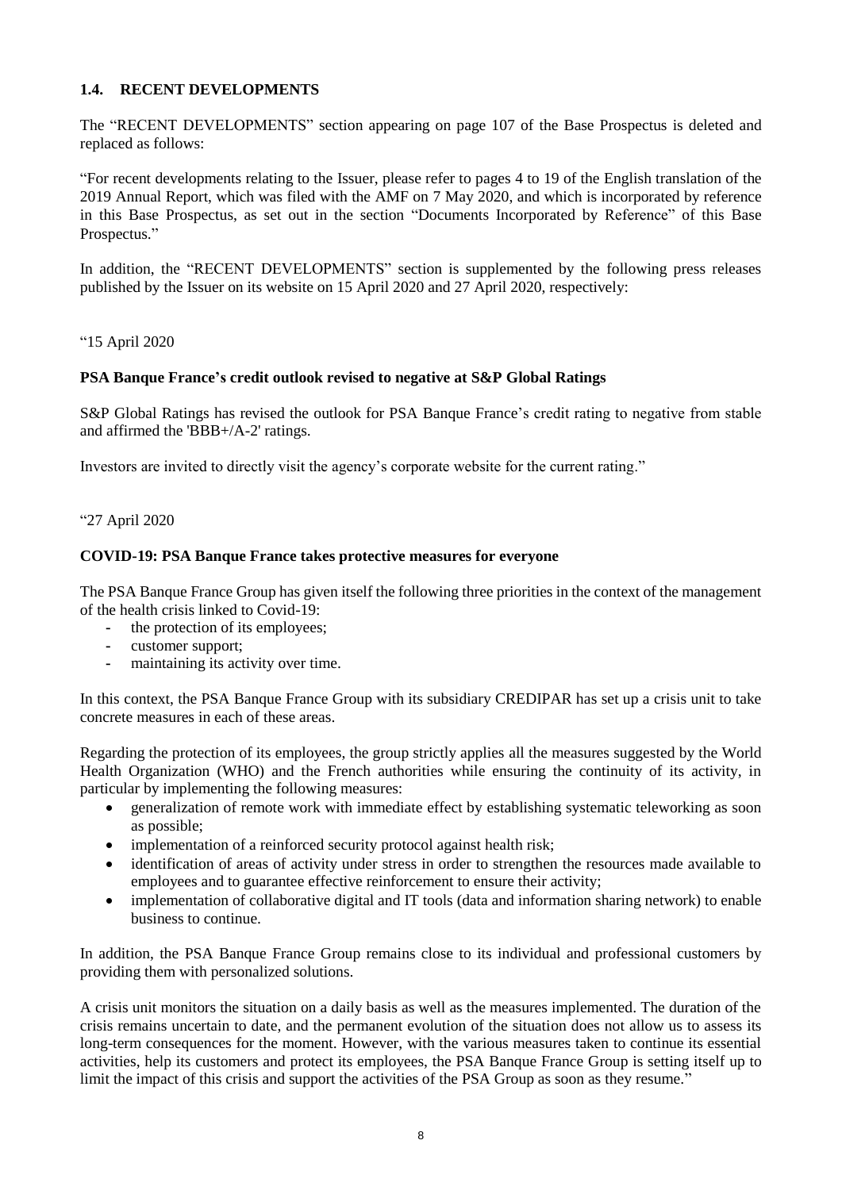## 1.4. RECENT DEVELOPMENTS

The "RECENT DEVELOPMENTS" section appearing on page 107 of the Base Prospectus is deleted and replaced as follows:

"For recent developments relating to the Issuer, please refer to pages 4 to 19 of the English translation of the 2019 Annual Report, which was filed with the AMF on 7 May 2020, and which is incorporated by reference in this Base Prospectus, as set out in the section "Documents Incorporated by Reference" of this Base Prospectus."

In addition, the "RECENT DEVELOPMENTS" section is supplemented by the following press releases published by the Issuer on its website on 15 April 2020 and 27 April 2020, respectively:

"15 April 2020

**PSA Banque France's credit outlook revised to negative at S&P Global Ratings**

S&P Global Ratings has revised the outlook for PSA Banque France's credit rating to negative from stable and affirmed the 'BBB+/A-2' ratings.

Investors are invited to directly visit the agency's corporate website for the current rating."

"27 April 2020

**COVID-19: PSA Banque France takes protective measures for everyone**

The PSA Banque France Group has given itself the following three priorities in the context of the management of the health crisis linked to Covid-19:

- the protection of its employees;
- customer support;
- maintaining its activity over time.

In this context, the PSA Banque France Group with its subsidiary CREDIPAR has set up a crisis unit to take concrete measures in each of these areas.

Regarding the protection of its employees, the group strictly applies all the measures suggested by the World Health Organization (WHO) and the French authorities while ensuring the continuity of its activity, in particular by implementing the following measures:

- generalization of remote work with immediate effect by establishing systematic teleworking as soon as possible;
- implementation of a reinforced security protocol against health risk;
- identification of areas of activity under stress in order to strengthen the resources made available to employees and to guarantee effective reinforcement to ensure their activity;
- implementation of collaborative digital and IT tools (data and information sharing network) to enable business to continue.

In addition, the PSA Banque France Group remains close to its individual and professional customers by providing them with personalized solutions.

A crisis unit monitors the situation on a daily basis as well as the measures implemented. The duration of the crisis remains uncertain to date, and the permanent evolution of the situation does not allow us to assess its long-term consequences for the moment. However, with the various measures taken to continue its essential activities, help its customers and protect its employees, the PSA Banque France Group is setting itself up to limit the impact of this crisis and support the activities of the PSA Group as soon as they resume."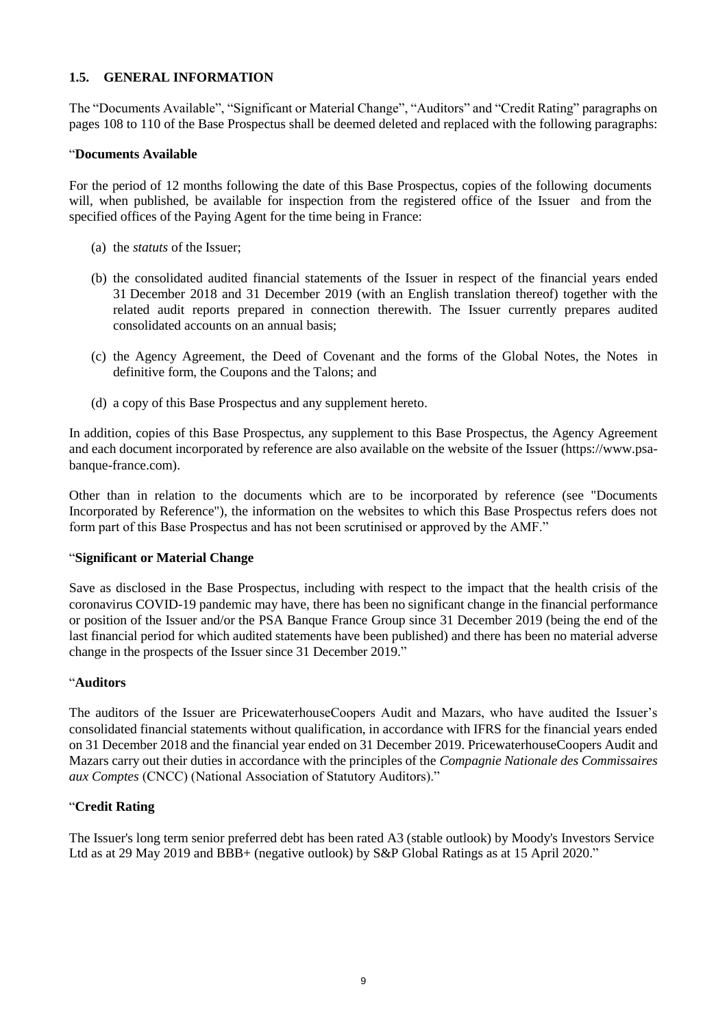## 1.5. GENERAL INFORMATION

The "Documents Available", "Significant or Material Change", "Auditors" and "Credit Rating" paragraphs on pages 108 to 110 of the Base Prospectus shall be deemed deleted and replaced with the following paragraphs:

"**Documents Available**

For the period of 12 months following the date of this Base Prospectus, copies of the following documents will, when published, be available for inspection from the registered office of the Issuer and from the specified offices of the Paying Agent for the time being in France:

(a) the *statuts* of the Issuer;

(b) the consolidated audited financial statements of the Issuer in respect of the financial years ended 31 December 2018 and 31 December 2019 (with an English translation thereof) together with the related audit reports prepared in connection therewith. The Issuer currently prepares audited consolidated accounts on an annual basis;

(c) the Agency Agreement, the Deed of Covenant and the forms of the Global Notes, the Notes in definitive form, the Coupons and the Talons; and

(d) a copy of this Base Prospectus and any supplement hereto.

In addition, copies of this Base Prospectus, any supplement to this Base Prospectus, the Agency Agreement and each document incorporated by reference are also available on the website of the Issuer (https://www.psa-banque-france.com).

Other than in relation to the documents which are to be incorporated by reference (see "Documents Incorporated by Reference"), the information on the websites to which this Base Prospectus refers does not form part of this Base Prospectus and has not been scrutinised or approved by the AMF."

"**Significant or Material Change**

Save as disclosed in the Base Prospectus, including with respect to the impact that the health crisis of the coronavirus COVID-19 pandemic may have, there has been no significant change in the financial performance or position of the Issuer and/or the PSA Banque France Group since 31 December 2019 (being the end of the last financial period for which audited statements have been published) and there has been no material adverse change in the prospects of the Issuer since 31 December 2019."

"**Auditors**

The auditors of the Issuer are PricewaterhouseCoopers Audit and Mazars, who have audited the Issuer's consolidated financial statements without qualification, in accordance with IFRS for the financial years ended on 31 December 2018 and the financial year ended on 31 December 2019. PricewaterhouseCoopers Audit and Mazars carry out their duties in accordance with the principles of the *Compagnie Nationale des Commissaires aux Comptes* (CNCC) (National Association of Statutory Auditors)."

"**Credit Rating**

The Issuer's long term senior preferred debt has been rated A3 (stable outlook) by Moody's Investors Service Ltd as at 29 May 2019 and BBB+ (negative outlook) by S&P Global Ratings as at 15 April 2020."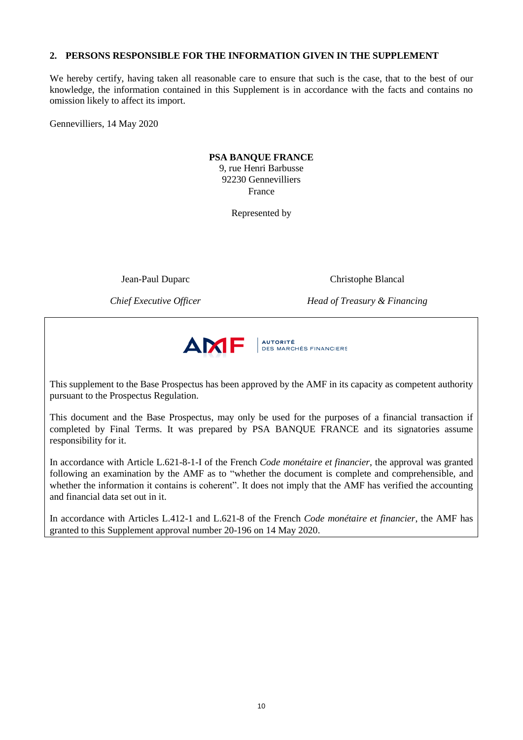## 2. PERSONS RESPONSIBLE FOR THE INFORMATION GIVEN IN THE SUPPLEMENT

We hereby certify, having taken all reasonable care to ensure that such is the case, that to the best of our knowledge, the information contained in this Supplement is in accordance with the facts and contains no omission likely to affect its import.

Gennevilliers, 14 May 2020

**PSA BANQUE FRANCE**
9, rue Henri Barbusse
92230 Gennevilliers
France

Represented by

Jean-Paul Duparc

*Chief Executive Officer*

Christophe Blancal

*Head of Treasury & Financing*

AMF AUTORITÉ DES MARCHÉS FINANCIERS

This supplement to the Base Prospectus has been approved by the AMF in its capacity as competent authority pursuant to the Prospectus Regulation.

This document and the Base Prospectus, may only be used for the purposes of a financial transaction if completed by Final Terms. It was prepared by PSA BANQUE FRANCE and its signatories assume responsibility for it.

In accordance with Article L.621-8-1-I of the French *Code monétaire et financier*, the approval was granted following an examination by the AMF as to "whether the document is complete and comprehensible, and whether the information it contains is coherent". It does not imply that the AMF has verified the accounting and financial data set out in it.

In accordance with Articles L.412-1 and L.621-8 of the French *Code monétaire et financier*, the AMF has granted to this Supplement approval number 20-196 on 14 May 2020.